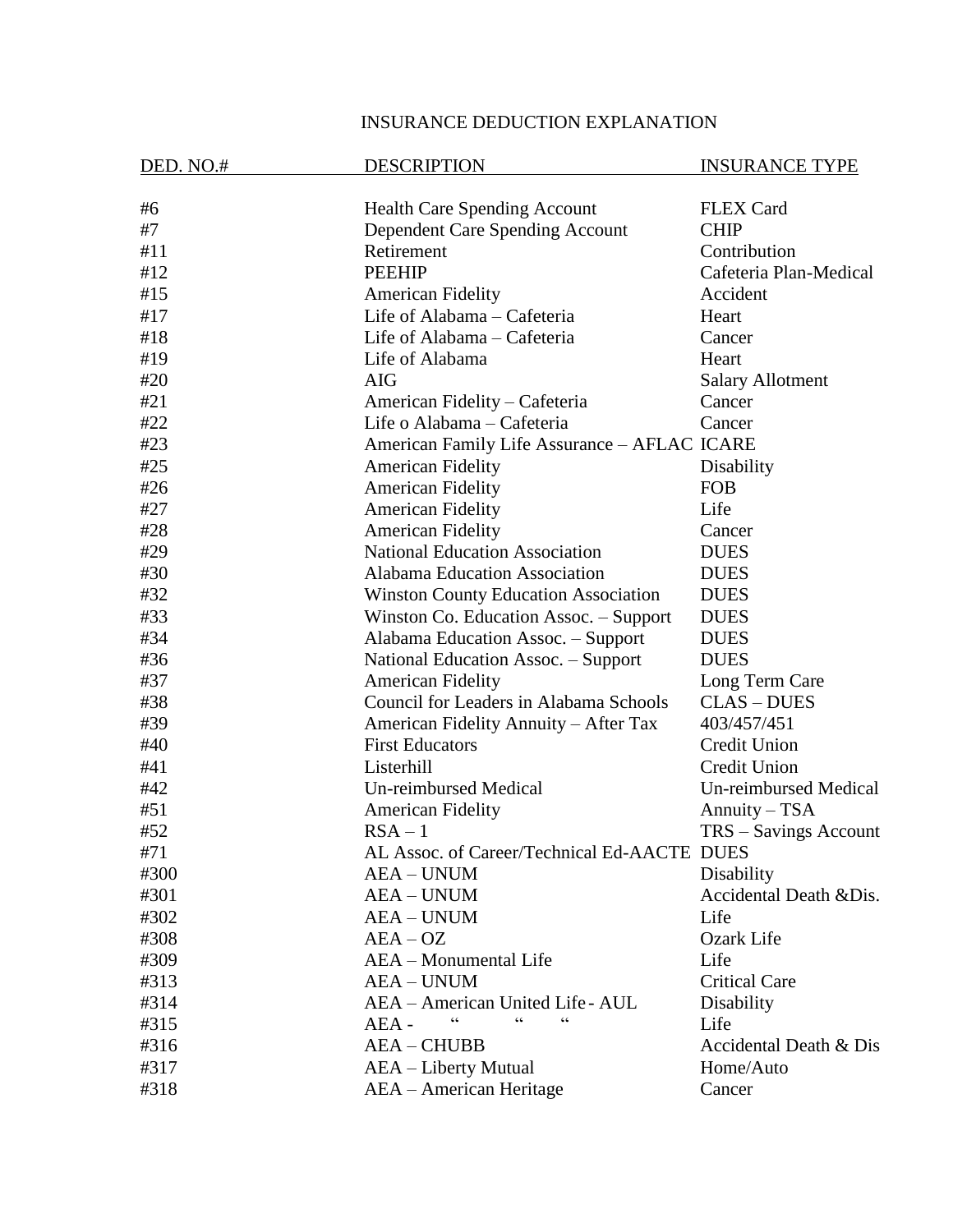# INSURANCE DEDUCTION EXPLANATION

| DED. NO.# | DESCRIPTION | INSURANCE TYPE |
|---|---|---|
| #6 | Health Care Spending Account | FLEX Card |
| #7 | Dependent Care Spending Account | CHIP |
| #11 | Retirement | Contribution |
| #12 | PEEHIP | Cafeteria Plan-Medical |
| #15 | American Fidelity | Accident |
| #17 | Life of Alabama – Cafeteria | Heart |
| #18 | Life of Alabama – Cafeteria | Cancer |
| #19 | Life of Alabama | Heart |
| #20 | AIG | Salary Allotment |
| #21 | American Fidelity – Cafeteria | Cancer |
| #22 | Life o Alabama – Cafeteria | Cancer |
| #23 | American Family Life Assurance – AFLAC | ICARE |
| #25 | American Fidelity | Disability |
| #26 | American Fidelity | FOB |
| #27 | American Fidelity | Life |
| #28 | American Fidelity | Cancer |
| #29 | National Education Association | DUES |
| #30 | Alabama Education Association | DUES |
| #32 | Winston County Education Association | DUES |
| #33 | Winston Co. Education Assoc. – Support | DUES |
| #34 | Alabama Education Assoc. – Support | DUES |
| #36 | National Education Assoc. – Support | DUES |
| #37 | American Fidelity | Long Term Care |
| #38 | Council for Leaders in Alabama Schools | CLAS – DUES |
| #39 | American Fidelity Annuity – After Tax | 403/457/451 |
| #40 | First Educators | Credit Union |
| #41 | Listerhill | Credit Union |
| #42 | Un-reimbursed Medical | Un-reimbursed Medical |
| #51 | American Fidelity | Annuity – TSA |
| #52 | RSA – 1 | TRS – Savings Account |
| #71 | AL Assoc. of Career/Technical Ed-AACTE | DUES |
| #300 | AEA – UNUM | Disability |
| #301 | AEA – UNUM | Accidental Death &Dis. |
| #302 | AEA – UNUM | Life |
| #308 | AEA – OZ | Ozark Life |
| #309 | AEA – Monumental Life | Life |
| #313 | AEA – UNUM | Critical Care |
| #314 | AEA – American United Life - AUL | Disability |
| #315 | AEA - " " " | Life |
| #316 | AEA – CHUBB | Accidental Death & Dis |
| #317 | AEA – Liberty Mutual | Home/Auto |
| #318 | AEA – American Heritage | Cancer |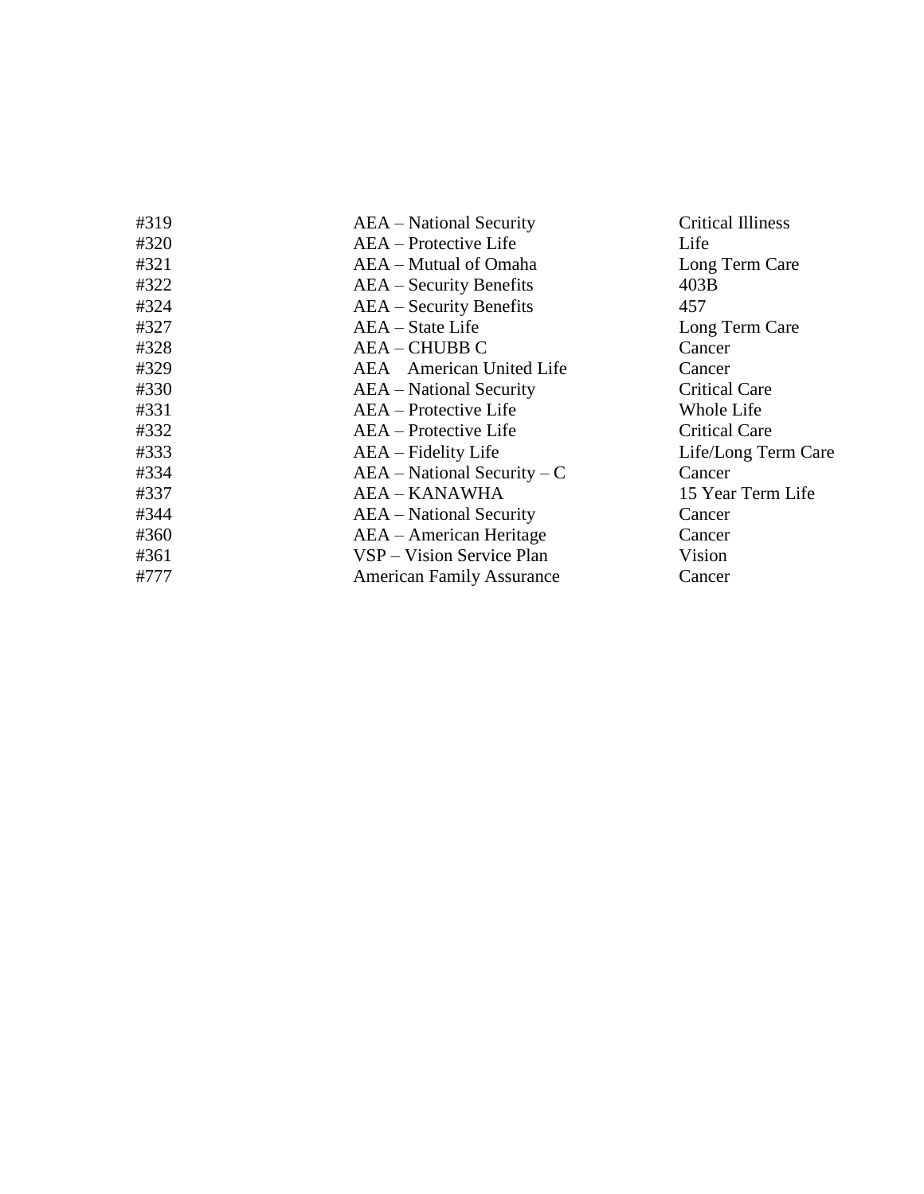| | | |
|---|---|---|
| #319 | AEA – National Security | Critical Illiness |
| #320 | AEA – Protective Life | Life |
| #321 | AEA – Mutual of Omaha | Long Term Care |
| #322 | AEA – Security Benefits | 403B |
| #324 | AEA – Security Benefits | 457 |
| #327 | AEA – State Life | Long Term Care |
| #328 | AEA – CHUBB C | Cancer |
| #329 | AEA American United Life | Cancer |
| #330 | AEA – National Security | Critical Care |
| #331 | AEA – Protective Life | Whole Life |
| #332 | AEA – Protective Life | Critical Care |
| #333 | AEA – Fidelity Life | Life/Long Term Care |
| #334 | AEA – National Security – C | Cancer |
| #337 | AEA – KANAWHA | 15 Year Term Life |
| #344 | AEA – National Security | Cancer |
| #360 | AEA – American Heritage | Cancer |
| #361 | VSP – Vision Service Plan | Vision |
| #777 | American Family Assurance | Cancer |